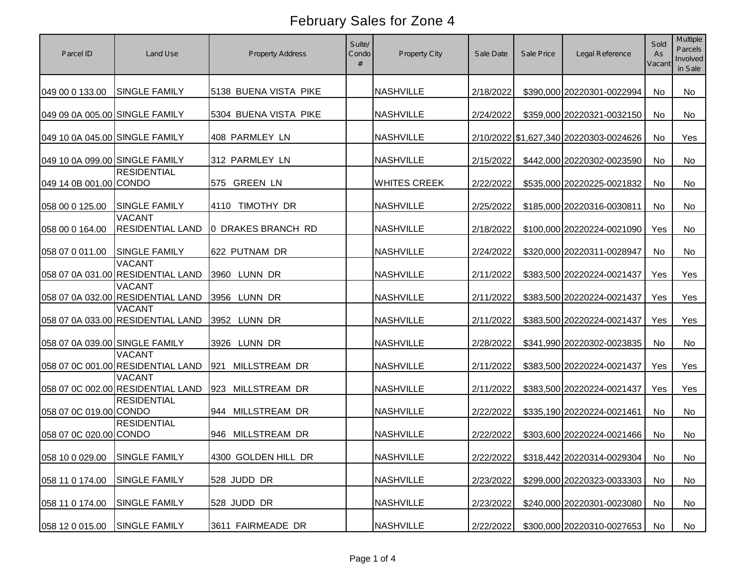# February Sales for Zone 4

| Parcel ID | Land Use | Property Address | Suite/ Condo # | Property City | Sale Date | Sale Price | Legal Reference | Sold As Vacant | Multiple Parcels Involved in Sale |
|---|---|---|---|---|---|---|---|---|---|
| 049 00 0 133.00 | SINGLE FAMILY | 5138 BUENA VISTA PIKE | | NASHVILLE | 2/18/2022 | $390,000 | 20220301-0022994 | No | No |
| 049 09 0A 005.00 | SINGLE FAMILY | 5304 BUENA VISTA PIKE | | NASHVILLE | 2/24/2022 | $359,000 | 20220321-0032150 | No | No |
| 049 10 0A 045.00 | SINGLE FAMILY | 408 PARMLEY LN | | NASHVILLE | 2/10/2022 | $1,627,340 | 20220303-0024626 | No | Yes |
| 049 10 0A 099.00 | SINGLE FAMILY | 312 PARMLEY LN | | NASHVILLE | 2/15/2022 | $442,000 | 20220302-0023590 | No | No |
| 049 14 0B 001.00 | RESIDENTIAL CONDO | 575 GREEN LN | | WHITES CREEK | 2/22/2022 | $535,000 | 20220225-0021832 | No | No |
| 058 00 0 125.00 | SINGLE FAMILY | 4110 TIMOTHY DR | | NASHVILLE | 2/25/2022 | $185,000 | 20220316-0030811 | No | No |
| 058 00 0 164.00 | VACANT RESIDENTIAL LAND | 0 DRAKES BRANCH RD | | NASHVILLE | 2/18/2022 | $100,000 | 20220224-0021090 | Yes | No |
| 058 07 0 011.00 | SINGLE FAMILY | 622 PUTNAM DR | | NASHVILLE | 2/24/2022 | $320,000 | 20220311-0028947 | No | No |
| 058 07 0A 031.00 | VACANT RESIDENTIAL LAND | 3960 LUNN DR | | NASHVILLE | 2/11/2022 | $383,500 | 20220224-0021437 | Yes | Yes |
| 058 07 0A 032.00 | VACANT RESIDENTIAL LAND | 3956 LUNN DR | | NASHVILLE | 2/11/2022 | $383,500 | 20220224-0021437 | Yes | Yes |
| 058 07 0A 033.00 | VACANT RESIDENTIAL LAND | 3952 LUNN DR | | NASHVILLE | 2/11/2022 | $383,500 | 20220224-0021437 | Yes | Yes |
| 058 07 0A 039.00 | SINGLE FAMILY | 3926 LUNN DR | | NASHVILLE | 2/28/2022 | $341,990 | 20220302-0023835 | No | No |
| 058 07 0C 001.00 | VACANT RESIDENTIAL LAND | 921 MILLSTREAM DR | | NASHVILLE | 2/11/2022 | $383,500 | 20220224-0021437 | Yes | Yes |
| 058 07 0C 002.00 | VACANT RESIDENTIAL LAND | 923 MILLSTREAM DR | | NASHVILLE | 2/11/2022 | $383,500 | 20220224-0021437 | Yes | Yes |
| 058 07 0C 019.00 | RESIDENTIAL CONDO | 944 MILLSTREAM DR | | NASHVILLE | 2/22/2022 | $335,190 | 20220224-0021461 | No | No |
| 058 07 0C 020.00 | RESIDENTIAL CONDO | 946 MILLSTREAM DR | | NASHVILLE | 2/22/2022 | $303,600 | 20220224-0021466 | No | No |
| 058 10 0 029.00 | SINGLE FAMILY | 4300 GOLDEN HILL DR | | NASHVILLE | 2/22/2022 | $318,442 | 20220314-0029304 | No | No |
| 058 11 0 174.00 | SINGLE FAMILY | 528 JUDD DR | | NASHVILLE | 2/23/2022 | $299,000 | 20220323-0033303 | No | No |
| 058 11 0 174.00 | SINGLE FAMILY | 528 JUDD DR | | NASHVILLE | 2/23/2022 | $240,000 | 20220301-0023080 | No | No |
| 058 12 0 015.00 | SINGLE FAMILY | 3611 FAIRMEADE DR | | NASHVILLE | 2/22/2022 | $300,000 | 20220310-0027653 | No | No |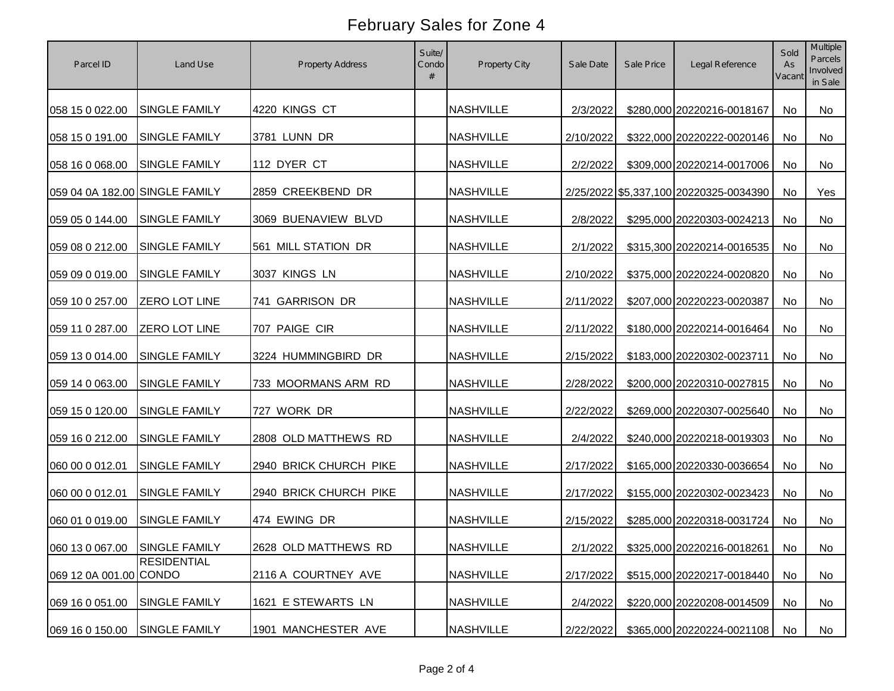# February Sales for Zone 4

| Parcel ID | Land Use | Property Address | Suite/ Condo # | Property City | Sale Date | Sale Price | Legal Reference | Sold As Vacant | Multiple Parcels Involved in Sale |
|---|---|---|---|---|---|---|---|---|---|
| 058 15 0 022.00 | SINGLE FAMILY | 4220 KINGS CT | | NASHVILLE | 2/3/2022 | $280,000 | 20220216-0018167 | No | No |
| 058 15 0 191.00 | SINGLE FAMILY | 3781 LUNN DR | | NASHVILLE | 2/10/2022 | $322,000 | 20220222-0020146 | No | No |
| 058 16 0 068.00 | SINGLE FAMILY | 112 DYER CT | | NASHVILLE | 2/2/2022 | $309,000 | 20220214-0017006 | No | No |
| 059 04 0A 182.00 | SINGLE FAMILY | 2859 CREEKBEND DR | | NASHVILLE | 2/25/2022 | $5,337,100 | 20220325-0034390 | No | Yes |
| 059 05 0 144.00 | SINGLE FAMILY | 3069 BUENAVIEW BLVD | | NASHVILLE | 2/8/2022 | $295,000 | 20220303-0024213 | No | No |
| 059 08 0 212.00 | SINGLE FAMILY | 561 MILL STATION DR | | NASHVILLE | 2/1/2022 | $315,300 | 20220214-0016535 | No | No |
| 059 09 0 019.00 | SINGLE FAMILY | 3037 KINGS LN | | NASHVILLE | 2/10/2022 | $375,000 | 20220224-0020820 | No | No |
| 059 10 0 257.00 | ZERO LOT LINE | 741 GARRISON DR | | NASHVILLE | 2/11/2022 | $207,000 | 20220223-0020387 | No | No |
| 059 11 0 287.00 | ZERO LOT LINE | 707 PAIGE CIR | | NASHVILLE | 2/11/2022 | $180,000 | 20220214-0016464 | No | No |
| 059 13 0 014.00 | SINGLE FAMILY | 3224 HUMMINGBIRD DR | | NASHVILLE | 2/15/2022 | $183,000 | 20220302-0023711 | No | No |
| 059 14 0 063.00 | SINGLE FAMILY | 733 MOORMANS ARM RD | | NASHVILLE | 2/28/2022 | $200,000 | 20220310-0027815 | No | No |
| 059 15 0 120.00 | SINGLE FAMILY | 727 WORK DR | | NASHVILLE | 2/22/2022 | $269,000 | 20220307-0025640 | No | No |
| 059 16 0 212.00 | SINGLE FAMILY | 2808 OLD MATTHEWS RD | | NASHVILLE | 2/4/2022 | $240,000 | 20220218-0019303 | No | No |
| 060 00 0 012.01 | SINGLE FAMILY | 2940 BRICK CHURCH PIKE | | NASHVILLE | 2/17/2022 | $165,000 | 20220330-0036654 | No | No |
| 060 00 0 012.01 | SINGLE FAMILY | 2940 BRICK CHURCH PIKE | | NASHVILLE | 2/17/2022 | $155,000 | 20220302-0023423 | No | No |
| 060 01 0 019.00 | SINGLE FAMILY | 474 EWING DR | | NASHVILLE | 2/15/2022 | $285,000 | 20220318-0031724 | No | No |
| 060 13 0 067.00 | SINGLE FAMILY | 2628 OLD MATTHEWS RD | | NASHVILLE | 2/1/2022 | $325,000 | 20220216-0018261 | No | No |
| 069 12 0A 001.00 | RESIDENTIAL CONDO | 2116 A COURTNEY AVE | | NASHVILLE | 2/17/2022 | $515,000 | 20220217-0018440 | No | No |
| 069 16 0 051.00 | SINGLE FAMILY | 1621 E STEWARTS LN | | NASHVILLE | 2/4/2022 | $220,000 | 20220208-0014509 | No | No |
| 069 16 0 150.00 | SINGLE FAMILY | 1901 MANCHESTER AVE | | NASHVILLE | 2/22/2022 | $365,000 | 20220224-0021108 | No | No |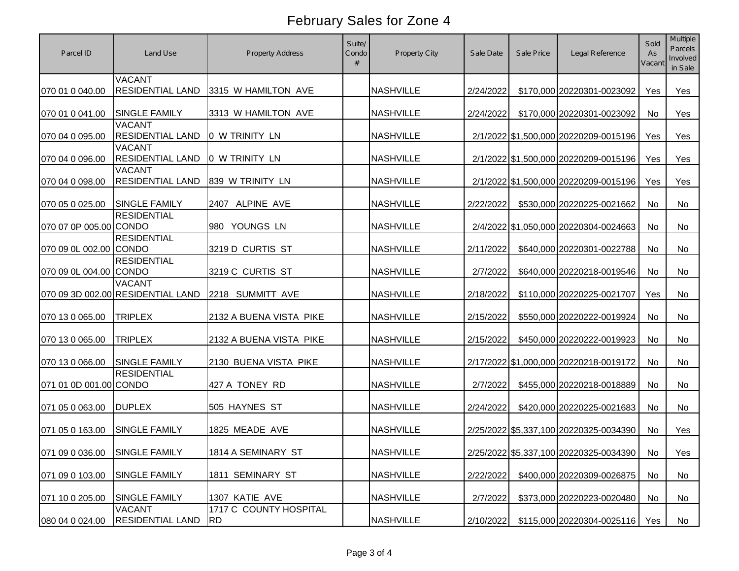# February Sales for Zone 4

| Parcel ID | Land Use | Property Address | Suite/ Condo # | Property City | Sale Date | Sale Price | Legal Reference | Sold As Vacant | Multiple Parcels Involved in Sale |
|---|---|---|---|---|---|---|---|---|---|
| 070 01 0 040.00 | VACANT RESIDENTIAL LAND | 3315 W HAMILTON AVE | | NASHVILLE | 2/24/2022 | $170,000 | 20220301-0023092 | Yes | Yes |
| 070 01 0 041.00 | SINGLE FAMILY | 3313 W HAMILTON AVE | | NASHVILLE | 2/24/2022 | $170,000 | 20220301-0023092 | No | Yes |
| 070 04 0 095.00 | VACANT RESIDENTIAL LAND | 0 W TRINITY LN | | NASHVILLE | 2/1/2022 | $1,500,000 | 20220209-0015196 | Yes | Yes |
| 070 04 0 096.00 | VACANT RESIDENTIAL LAND | 0 W TRINITY LN | | NASHVILLE | 2/1/2022 | $1,500,000 | 20220209-0015196 | Yes | Yes |
| 070 04 0 098.00 | VACANT RESIDENTIAL LAND | 839 W TRINITY LN | | NASHVILLE | 2/1/2022 | $1,500,000 | 20220209-0015196 | Yes | Yes |
| 070 05 0 025.00 | SINGLE FAMILY | 2407 ALPINE AVE | | NASHVILLE | 2/22/2022 | $530,000 | 20220225-0021662 | No | No |
| 070 07 0P 005.00 | RESIDENTIAL CONDO | 980 YOUNGS LN | | NASHVILLE | 2/4/2022 | $1,050,000 | 20220304-0024663 | No | No |
| 070 09 0L 002.00 | RESIDENTIAL CONDO | 3219 D CURTIS ST | | NASHVILLE | 2/11/2022 | $640,000 | 20220301-0022788 | No | No |
| 070 09 0L 004.00 | RESIDENTIAL CONDO | 3219 C CURTIS ST | | NASHVILLE | 2/7/2022 | $640,000 | 20220218-0019546 | No | No |
| 070 09 3D 002.00 | VACANT RESIDENTIAL LAND | 2218 SUMMITT AVE | | NASHVILLE | 2/18/2022 | $110,000 | 20220225-0021707 | Yes | No |
| 070 13 0 065.00 | TRIPLEX | 2132 A BUENA VISTA PIKE | | NASHVILLE | 2/15/2022 | $550,000 | 20220222-0019924 | No | No |
| 070 13 0 065.00 | TRIPLEX | 2132 A BUENA VISTA PIKE | | NASHVILLE | 2/15/2022 | $450,000 | 20220222-0019923 | No | No |
| 070 13 0 066.00 | SINGLE FAMILY | 2130 BUENA VISTA PIKE | | NASHVILLE | 2/17/2022 | $1,000,000 | 20220218-0019172 | No | No |
| 071 01 0D 001.00 | RESIDENTIAL CONDO | 427 A TONEY RD | | NASHVILLE | 2/7/2022 | $455,000 | 20220218-0018889 | No | No |
| 071 05 0 063.00 | DUPLEX | 505 HAYNES ST | | NASHVILLE | 2/24/2022 | $420,000 | 20220225-0021683 | No | No |
| 071 05 0 163.00 | SINGLE FAMILY | 1825 MEADE AVE | | NASHVILLE | 2/25/2022 | $5,337,100 | 20220325-0034390 | No | Yes |
| 071 09 0 036.00 | SINGLE FAMILY | 1814 A SEMINARY ST | | NASHVILLE | 2/25/2022 | $5,337,100 | 20220325-0034390 | No | Yes |
| 071 09 0 103.00 | SINGLE FAMILY | 1811 SEMINARY ST | | NASHVILLE | 2/22/2022 | $400,000 | 20220309-0026875 | No | No |
| 071 10 0 205.00 | SINGLE FAMILY | 1307 KATIE AVE | | NASHVILLE | 2/7/2022 | $373,000 | 20220223-0020480 | No | No |
| 080 04 0 024.00 | VACANT RESIDENTIAL LAND | 1717 C COUNTY HOSPITAL RD | | NASHVILLE | 2/10/2022 | $115,000 | 20220304-0025116 | Yes | No |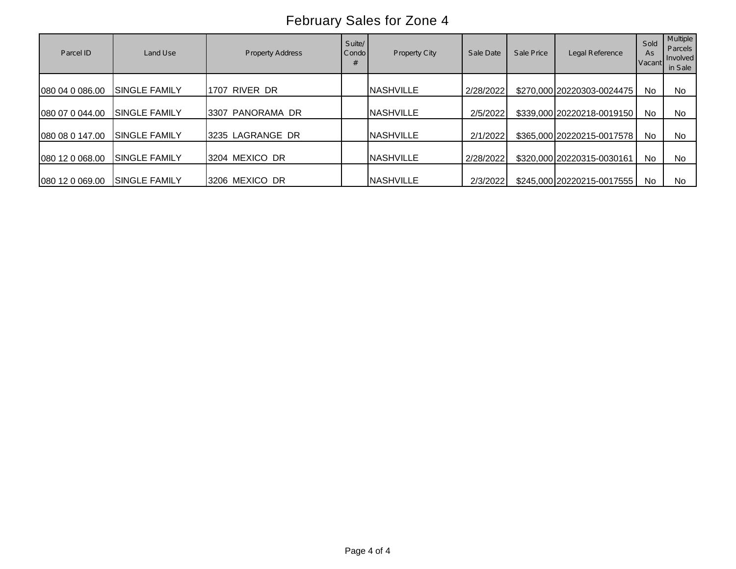# February Sales for Zone 4

| Parcel ID | Land Use | Property Address | Suite/ Condo # | Property City | Sale Date | Sale Price | Legal Reference | Sold As Vacant | Multiple Parcels Involved in Sale |
|---|---|---|---|---|---|---|---|---|---|
| 080 04 0 086.00 | SINGLE FAMILY | 1707 RIVER DR | | NASHVILLE | 2/28/2022 | $270,000 | 20220303-0024475 | No | No |
| 080 07 0 044.00 | SINGLE FAMILY | 3307 PANORAMA DR | | NASHVILLE | 2/5/2022 | $339,000 | 20220218-0019150 | No | No |
| 080 08 0 147.00 | SINGLE FAMILY | 3235 LAGRANGE DR | | NASHVILLE | 2/1/2022 | $365,000 | 20220215-0017578 | No | No |
| 080 12 0 068.00 | SINGLE FAMILY | 3204 MEXICO DR | | NASHVILLE | 2/28/2022 | $320,000 | 20220315-0030161 | No | No |
| 080 12 0 069.00 | SINGLE FAMILY | 3206 MEXICO DR | | NASHVILLE | 2/3/2022 | $245,000 | 20220215-0017555 | No | No |